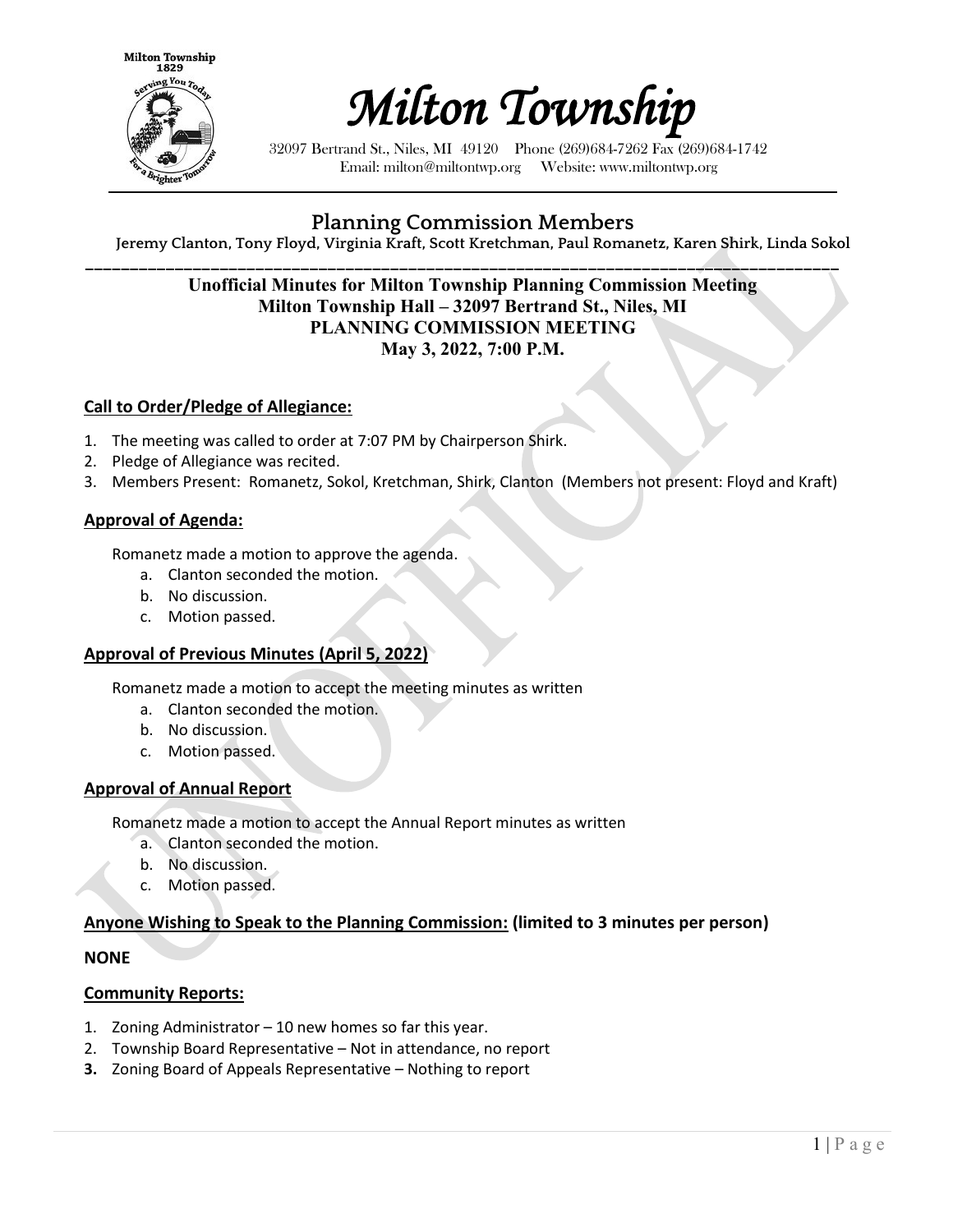# Milton Township

32097 Bertrand St., Niles, MI 49120 Phone (269)684-7262 Fax (269)684-1742
Email: milton@miltontwp.org Website: www.miltontwp.org

## Planning Commission Members

Jeremy Clanton, Tony Floyd, Virginia Kraft, Scott Kretchman, Paul Romanetz, Karen Shirk, Linda Sokol

**Unofficial Minutes for Milton Township Planning Commission Meeting**
**Milton Township Hall – 32097 Bertrand St., Niles, MI**
**PLANNING COMMISSION MEETING**
**May 3, 2022, 7:00 P.M.**

### Call to Order/Pledge of Allegiance:

1. The meeting was called to order at 7:07 PM by Chairperson Shirk.
2. Pledge of Allegiance was recited.
3. Members Present: Romanetz, Sokol, Kretchman, Shirk, Clanton (Members not present: Floyd and Kraft)

### Approval of Agenda:

Romanetz made a motion to approve the agenda.

a. Clanton seconded the motion.
b. No discussion.
c. Motion passed.

### Approval of Previous Minutes (April 5, 2022)

Romanetz made a motion to accept the meeting minutes as written

a. Clanton seconded the motion.
b. No discussion.
c. Motion passed.

### Approval of Annual Report

Romanetz made a motion to accept the Annual Report minutes as written

a. Clanton seconded the motion.
b. No discussion.
c. Motion passed.

### Anyone Wishing to Speak to the Planning Commission: (limited to 3 minutes per person)

**NONE**

### Community Reports:

1. Zoning Administrator – 10 new homes so far this year.
2. Township Board Representative – Not in attendance, no report
3. Zoning Board of Appeals Representative – Nothing to report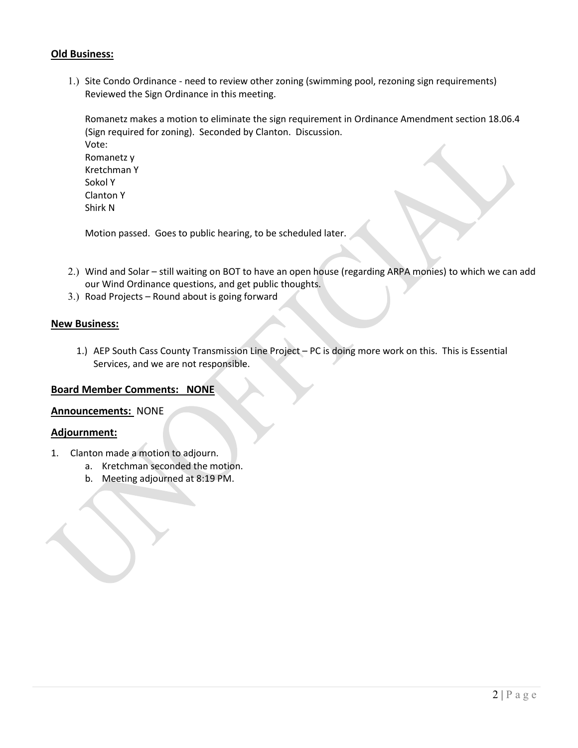**Old Business:**

1.) Site Condo Ordinance - need to review other zoning (swimming pool, rezoning sign requirements) Reviewed the Sign Ordinance in this meeting.

Romanetz makes a motion to eliminate the sign requirement in Ordinance Amendment section 18.06.4 (Sign required for zoning). Seconded by Clanton. Discussion.
Vote:
Romanetz y
Kretchman Y
Sokol Y
Clanton Y
Shirk N

Motion passed. Goes to public hearing, to be scheduled later.

2.) Wind and Solar – still waiting on BOT to have an open house (regarding ARPA monies) to which we can add our Wind Ordinance questions, and get public thoughts.
3.) Road Projects – Round about is going forward

**New Business:**

1.) AEP South Cass County Transmission Line Project – PC is doing more work on this. This is Essential Services, and we are not responsible.

**Board Member Comments: NONE**

**Announcements:** NONE

**Adjournment:**

1. Clanton made a motion to adjourn.
   a. Kretchman seconded the motion.
   b. Meeting adjourned at 8:19 PM.